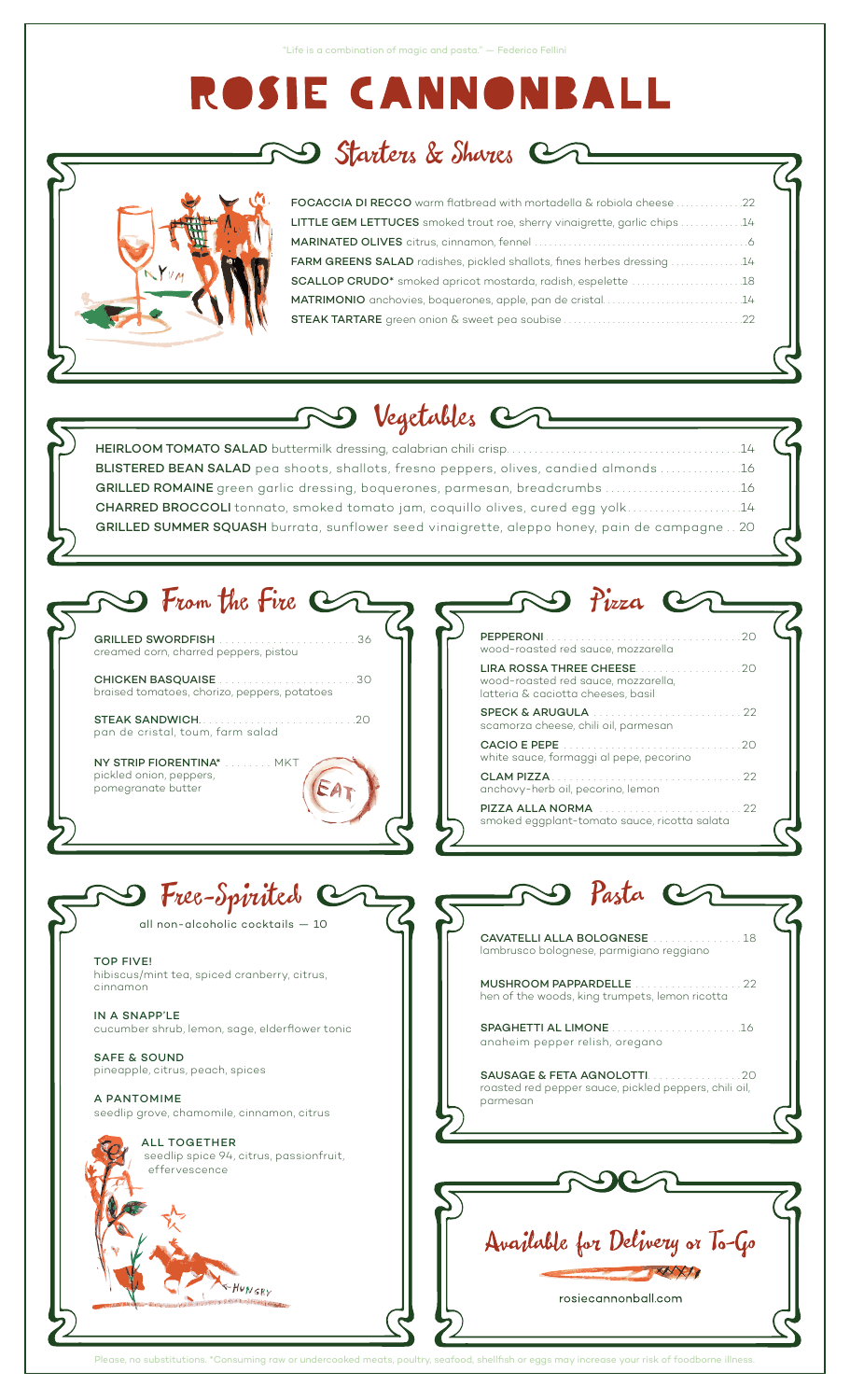"Life is a combination of magic and pasta." — Federico Fellini

# ROSIE CANNONBALL

## Starters & Shares

**FOCACCIA DI RECCO** warm flatbread with mortadella & robiola cheese ............. 22

**LITTLE GEM LETTUCES** smoked trout roe, sherry vinaigrette, garlic chips ............ 14

**MARINATED OLIVES** citrus, cinnamon, fennel ............ 6

**FARM GREENS SALAD** radishes, pickled shallots, fines herbes dressing ............ 14

**SCALLOP CRUDO*** smoked apricot mostarda, radish, espelette ............ 18

**MATRIMONIO** anchovies, boquerones, apple, pan de cristal ............ 14

**STEAK TARTARE** green onion & sweet pea soubise ............ 22

## Vegetables

**HEIRLOOM TOMATO SALAD** buttermilk dressing, calabrian chili crisp ............ 14

**BLISTERED BEAN SALAD** pea shoots, shallots, fresno peppers, candied almonds ............ 16

**GRILLED ROMAINE** green garlic dressing, boquerones, parmesan, breadcrumbs ............ 16

**CHARRED BROCCOLI** tonnato, smoked tomato jam, coquillo olives, cured egg yolk ............ 14

**GRILLED SUMMER SQUASH** burrata, sunflower seed vinaigrette, aleppo honey, pain de campagne .. 20

## From the Fire

**GRILLED SWORDFISH** ............ 36
creamed corn, charred peppers, pistou

**CHICKEN BASQUAISE** ............ 30
braised tomatoes, chorizo, peppers, potatoes

**STEAK SANDWICH** ............ 20
pan de cristal, toum, farm salad

**NY STRIP FIORENTINA*** ............ MKT
pickled onion, peppers, pomegranate butter

## Pizza

**PEPPERONI** ............ 20
wood-roasted red sauce, mozzarella

**LIRA ROSSA THREE CHEESE** ............ 20
wood-roasted red sauce, mozzarella, latteria & caciotta cheeses, basil

**SPECK & ARUGULA** ............ 22
scamorza cheese, chili oil, parmesan

**CACIO E PEPE** ............ 20
white sauce, formaggi al pepe, pecorino

**CLAM PIZZA** ............ 22
anchovy-herb oil, pecorino, lemon

**PIZZA ALLA NORMA** ............ 22
smoked eggplant-tomato sauce, ricotta salata

## Free-Spirited

all non-alcoholic cocktails — 10

**TOP FIVE!**
hibiscus/mint tea, spiced cranberry, citrus, cinnamon

**IN A SNAPP'LE**
cucumber shrub, lemon, sage, elderflower tonic

**SAFE & SOUND**
pineapple, citrus, peach, spices

**A PANTOMIME**
seedlip grove, chamomile, cinnamon, citrus

**ALL TOGETHER**
seedlip spice 94, citrus, passionfruit, effervescence

## Pasta

**CAVATELLI ALLA BOLOGNESE** ............ 18
lambrusco bolognese, parmigiano reggiano

**MUSHROOM PAPPARDELLE** ............ 22
hen of the woods, king trumpets, lemon ricotta

**SPAGHETTI AL LIMONE** ............ 16
anaheim pepper relish, oregano

**SAUSAGE & FETA AGNOLOTTI** ............ 20
roasted red pepper sauce, pickled peppers, chili oil, parmesan

## Available for Delivery or To-Go

rosiecannonball.com

Please, no substitutions. *Consuming raw or undercooked meats, poultry, seafood, shellfish or eggs may increase your risk of foodborne illness.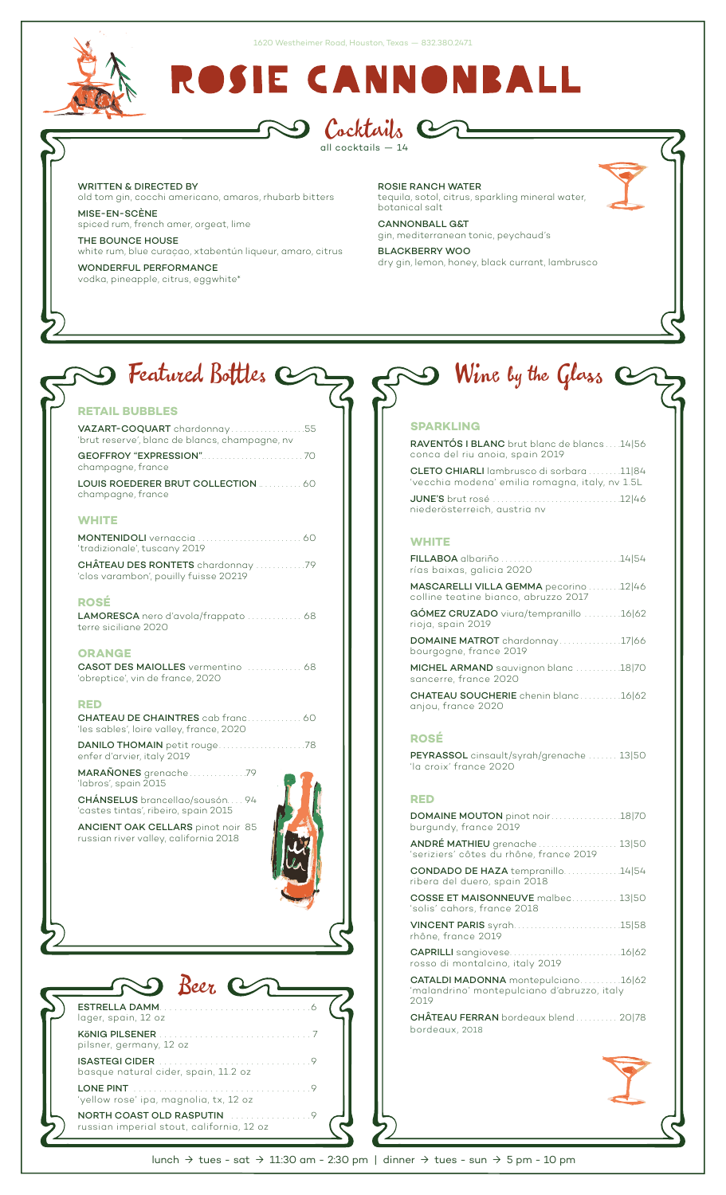1620 Westheimer Road, Houston, Texas — 832.380.2471

# ROSIE CANNONBALL

## Cocktails

all cocktails — 14

**WRITTEN & DIRECTED BY**
old tom gin, cocchi americano, amaros, rhubarb bitters

**MISE-EN-SCÈNE**
spiced rum, french amer, orgeat, lime

**THE BOUNCE HOUSE**
white rum, blue curaçao, xtabentún liqueur, amaro, citrus

**WONDERFUL PERFORMANCE**
vodka, pineapple, citrus, eggwhite*

**ROSIE RANCH WATER**
tequila, sotol, citrus, sparkling mineral water, botanical salt

**CANNONBALL G&T**
gin, mediterranean tonic, peychaud's

**BLACKBERRY WOO**
dry gin, lemon, honey, black currant, lambrusco

## Featured Bottles

### RETAIL BUBBLES

**VAZART-COQUART** chardonnay .................. 55
'brut reserve', blanc de blancs, champagne, nv

**GEOFFROY "EXPRESSION"** .................. 70
champagne, france

**LOUIS ROEDERER BRUT COLLECTION** .................. 60
champagne, france

### WHITE

**MONTENIDOLI** vernaccia .................. 60
'tradizionale', tuscany 2019

**CHÂTEAU DES RONTETS** chardonnay .................. 79
'clos varambon', pouilly fuisse 20219

### ROSÉ

**LAMORESCA** nero d'avola/frappato .................. 68
terre siciliane 2020

### ORANGE

**CASOT DES MAIOLLES** vermentino .................. 68
'obreptice', vin de france, 2020

### RED

**CHATEAU DE CHAINTRES** cab franc .................. 60
'les sables', loire valley, france, 2020

**DANILO THOMAIN** petit rouge .................. 78
enfer d'arvier, italy 2019

**MARAÑONES** grenache .................. 79
'labros', spain 2015

**CHÁNSELUS** brancellao/sousón .................. 94
'castes tintas', ribeiro, spain 2015

**ANCIENT OAK CELLARS** pinot noir 85
russian river valley, california 2018

## Wine by the Glass

### SPARKLING

**RAVENTÓS I BLANC** brut blanc de blancs .... 14|56
conca del riu anoia, spain 2019

**CLETO CHIARLI** lambrusco di sorbara .... 11|84
'vecchia modena' emilia romagna, italy, nv 1.5L

**JUNE'S** brut rosé .... 12|46
niederösterreich, austria nv

### WHITE

**FILLABOA** albariño .... 14|54
rías baixas, galicia 2020

**MASCARELLI VILLA GEMMA** pecorino .... 12|46
colline teatine bianco, abruzzo 2017

**GÓMEZ CRUZADO** viura/tempranillo .... 16|62
rioja, spain 2019

**DOMAINE MATROT** chardonnay .... 17|66
bourgogne, france 2019

**MICHEL ARMAND** sauvignon blanc .... 18|70
sancerre, france 2020

**CHATEAU SOUCHERIE** chenin blanc .... 16|62
anjou, france 2020

### ROSÉ

**PEYRASSOL** cinsault/syrah/grenache .... 13|50
'la croix' france 2020

### RED

**DOMAINE MOUTON** pinot noir .... 18|70
burgundy, france 2019

**ANDRÉ MATHIEU** grenache .... 13|50
'seriziers' côtes du rhône, france 2019

**CONDADO DE HAZA** tempranillo .... 14|54
ribera del duero, spain 2018

**COSSE ET MAISONNEUVE** malbec .... 13|50
'solis' cahors, france 2018

**VINCENT PARIS** syrah .... 15|58
rhône, france 2019

**CAPRILLI** sangiovese .... 16|62
rosso di montalcino, italy 2019

**CATALDI MADONNA** montepulciano .... 16|62
'malandrino' montepulciano d'abruzzo, italy 2019

**CHÂTEAU FERRAN** bordeaux blend .... 20|78
bordeaux, 2018

## Beer

**ESTRELLA DAMM** .... 6
lager, spain, 12 oz

**KöNIG PILSENER** .... 7
pilsner, germany, 12 oz

**ISASTEGI CIDER** .... 9
basque natural cider, spain, 11.2 oz

**LONE PINT** .... 9
'yellow rose' ipa, magnolia, tx, 12 oz

**NORTH COAST OLD RASPUTIN** .... 9
russian imperial stout, california, 12 oz

lunch → tues - sat → 11:30 am - 2:30 pm | dinner → tues - sun → 5 pm - 10 pm